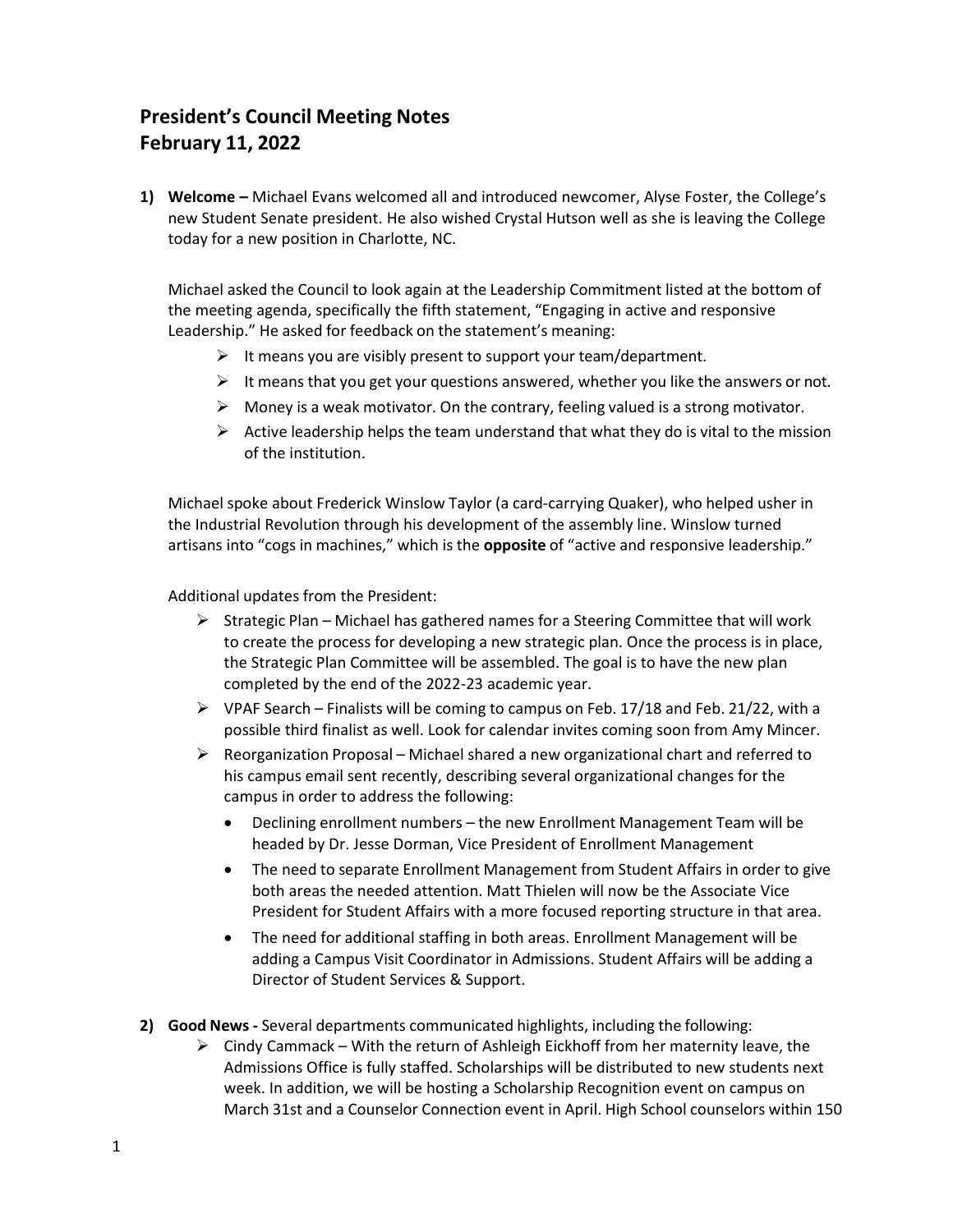# President's Council Meeting Notes
# February 11, 2022

1) **Welcome –** Michael Evans welcomed all and introduced newcomer, Alyse Foster, the College's new Student Senate president. He also wished Crystal Hutson well as she is leaving the College today for a new position in Charlotte, NC.

   Michael asked the Council to look again at the Leadership Commitment listed at the bottom of the meeting agenda, specifically the fifth statement, "Engaging in active and responsive Leadership." He asked for feedback on the statement's meaning:

   - It means you are visibly present to support your team/department.
   - It means that you get your questions answered, whether you like the answers or not.
   - Money is a weak motivator. On the contrary, feeling valued is a strong motivator.
   - Active leadership helps the team understand that what they do is vital to the mission of the institution.

   Michael spoke about Frederick Winslow Taylor (a card-carrying Quaker), who helped usher in the Industrial Revolution through his development of the assembly line. Winslow turned artisans into "cogs in machines," which is the **opposite** of "active and responsive leadership."

   Additional updates from the President:

   - Strategic Plan – Michael has gathered names for a Steering Committee that will work to create the process for developing a new strategic plan. Once the process is in place, the Strategic Plan Committee will be assembled. The goal is to have the new plan completed by the end of the 2022-23 academic year.
   - VPAF Search – Finalists will be coming to campus on Feb. 17/18 and Feb. 21/22, with a possible third finalist as well. Look for calendar invites coming soon from Amy Mincer.
   - Reorganization Proposal – Michael shared a new organizational chart and referred to his campus email sent recently, describing several organizational changes for the campus in order to address the following:
     - Declining enrollment numbers – the new Enrollment Management Team will be headed by Dr. Jesse Dorman, Vice President of Enrollment Management
     - The need to separate Enrollment Management from Student Affairs in order to give both areas the needed attention. Matt Thielen will now be the Associate Vice President for Student Affairs with a more focused reporting structure in that area.
     - The need for additional staffing in both areas. Enrollment Management will be adding a Campus Visit Coordinator in Admissions. Student Affairs will be adding a Director of Student Services & Support.

2) **Good News -** Several departments communicated highlights, including the following:

   - Cindy Cammack – With the return of Ashleigh Eickhoff from her maternity leave, the Admissions Office is fully staffed. Scholarships will be distributed to new students next week. In addition, we will be hosting a Scholarship Recognition event on campus on March 31st and a Counselor Connection event in April. High School counselors within 150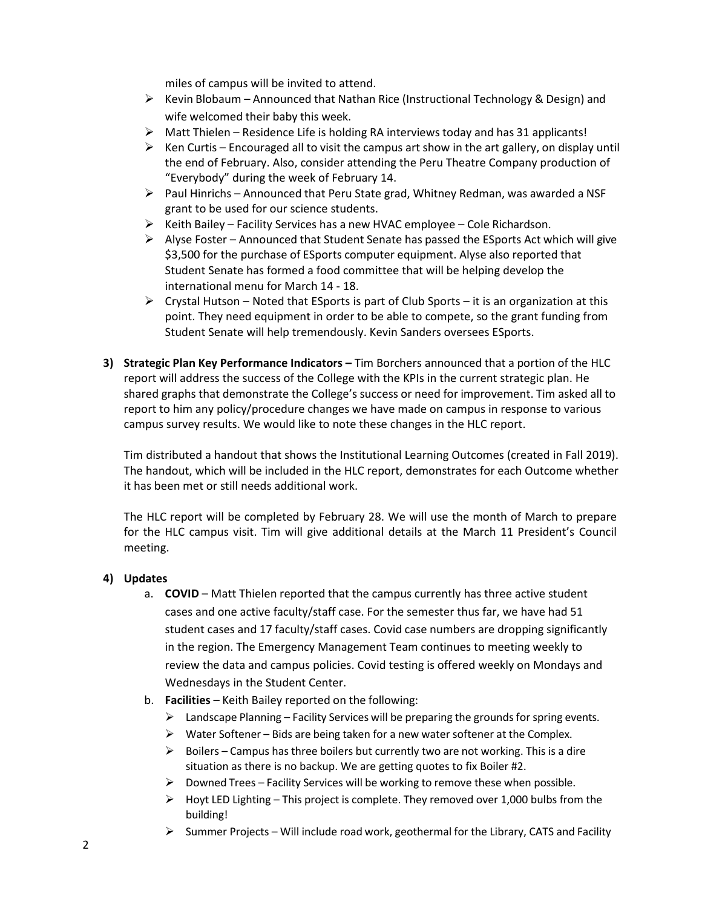miles of campus will be invited to attend.

- Kevin Blobaum – Announced that Nathan Rice (Instructional Technology & Design) and wife welcomed their baby this week.
- Matt Thielen – Residence Life is holding RA interviews today and has 31 applicants!
- Ken Curtis – Encouraged all to visit the campus art show in the art gallery, on display until the end of February. Also, consider attending the Peru Theatre Company production of "Everybody" during the week of February 14.
- Paul Hinrichs – Announced that Peru State grad, Whitney Redman, was awarded a NSF grant to be used for our science students.
- Keith Bailey – Facility Services has a new HVAC employee – Cole Richardson.
- Alyse Foster – Announced that Student Senate has passed the ESports Act which will give $3,500 for the purchase of ESports computer equipment. Alyse also reported that Student Senate has formed a food committee that will be helping develop the international menu for March 14 - 18.
- Crystal Hutson – Noted that ESports is part of Club Sports – it is an organization at this point. They need equipment in order to be able to compete, so the grant funding from Student Senate will help tremendously. Kevin Sanders oversees ESports.

**3) Strategic Plan Key Performance Indicators –** Tim Borchers announced that a portion of the HLC report will address the success of the College with the KPIs in the current strategic plan. He shared graphs that demonstrate the College's success or need for improvement. Tim asked all to report to him any policy/procedure changes we have made on campus in response to various campus survey results. We would like to note these changes in the HLC report.

Tim distributed a handout that shows the Institutional Learning Outcomes (created in Fall 2019). The handout, which will be included in the HLC report, demonstrates for each Outcome whether it has been met or still needs additional work.

The HLC report will be completed by February 28. We will use the month of March to prepare for the HLC campus visit. Tim will give additional details at the March 11 President's Council meeting.

**4) Updates**

a. **COVID** – Matt Thielen reported that the campus currently has three active student cases and one active faculty/staff case. For the semester thus far, we have had 51 student cases and 17 faculty/staff cases. Covid case numbers are dropping significantly in the region. The Emergency Management Team continues to meeting weekly to review the data and campus policies. Covid testing is offered weekly on Mondays and Wednesdays in the Student Center.

b. **Facilities** – Keith Bailey reported on the following:

- Landscape Planning – Facility Services will be preparing the grounds for spring events.
- Water Softener – Bids are being taken for a new water softener at the Complex.
- Boilers – Campus has three boilers but currently two are not working. This is a dire situation as there is no backup. We are getting quotes to fix Boiler #2.
- Downed Trees – Facility Services will be working to remove these when possible.
- Hoyt LED Lighting – This project is complete. They removed over 1,000 bulbs from the building!
- Summer Projects – Will include road work, geothermal for the Library, CATS and Facility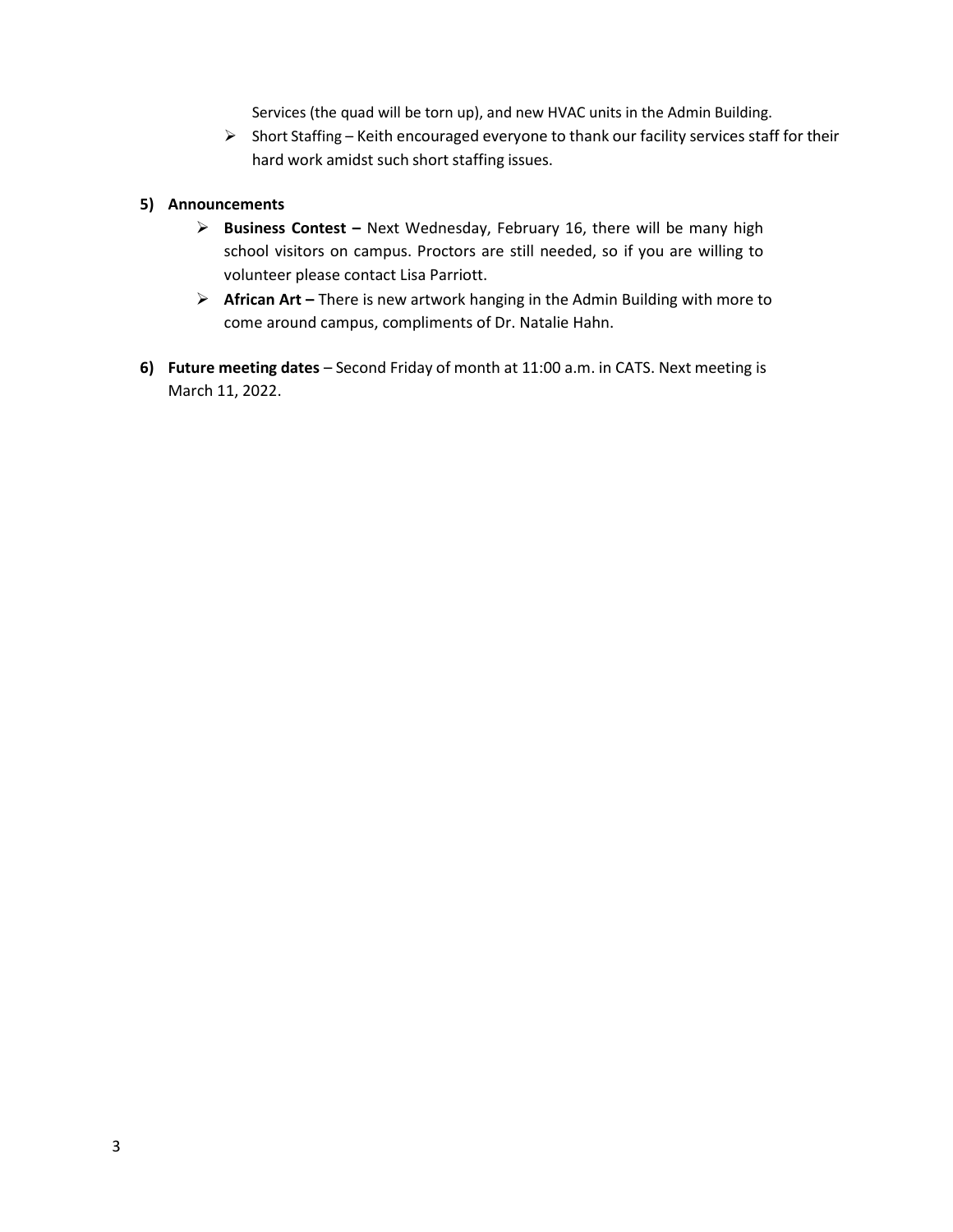Services (the quad will be torn up), and new HVAC units in the Admin Building.

- Short Staffing – Keith encouraged everyone to thank our facility services staff for their hard work amidst such short staffing issues.

**5) Announcements**

- **Business Contest –** Next Wednesday, February 16, there will be many high school visitors on campus. Proctors are still needed, so if you are willing to volunteer please contact Lisa Parriott.
- **African Art –** There is new artwork hanging in the Admin Building with more to come around campus, compliments of Dr. Natalie Hahn.

**6) Future meeting dates** – Second Friday of month at 11:00 a.m. in CATS. Next meeting is March 11, 2022.